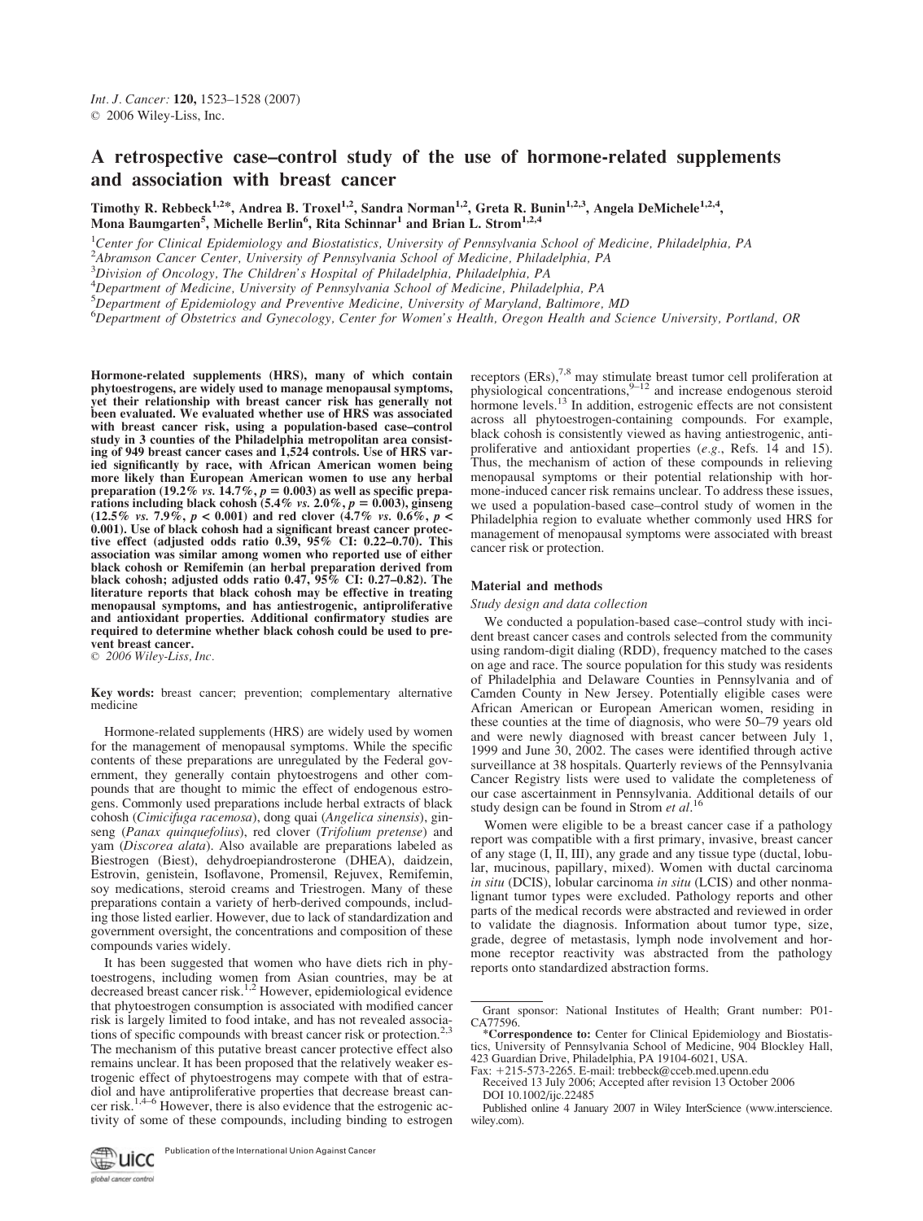# A retrospective case–control study of the use of hormone-related supplements and association with breast cancer

Timothy R. Rebbeck[1,2]*, Andrea B. Troxel[1,2], Sandra Norman[1,2], Greta R. Bunin[1,2,3], Angela DeMichele[1,2,4], Mona Baumgarten[5], Michelle Berlin[6], Rita Schinnar[1] and Brian L. Strom[1,2,4]

[1]*Center for Clinical Epidemiology and Biostatistics, University of Pennsylvania School of Medicine, Philadelphia, PA*
[2]*Abramson Cancer Center, University of Pennsylvania School of Medicine, Philadelphia, PA*
[3]*Division of Oncology, The Children's Hospital of Philadelphia, Philadelphia, PA*
[4]*Department of Medicine, University of Pennsylvania School of Medicine, Philadelphia, PA*
[5]*Department of Epidemiology and Preventive Medicine, University of Maryland, Baltimore, MD*
[6]*Department of Obstetrics and Gynecology, Center for Women's Health, Oregon Health and Science University, Portland, OR*

**Hormone-related supplements (HRS), many of which contain phytoestrogens, are widely used to manage menopausal symptoms, yet their relationship with breast cancer risk has generally not been evaluated. We evaluated whether use of HRS was associated with breast cancer risk, using a population-based case–control study in 3 counties of the Philadelphia metropolitan area consisting of 949 breast cancer cases and 1,524 controls. Use of HRS varied significantly by race, with African American women being more likely than European American women to use any herbal preparation (19.2% *vs.* 14.7%, $p = 0.003$) as well as specific preparations including black cohosh (5.4% *vs.* 2.0%, $p = 0.003$), ginseng (12.5% *vs.* 7.9%, $p < 0.001$) and red clover (4.7% *vs.* 0.6%, $p <$ 0.001). Use of black cohosh had a significant breast cancer protective effect (adjusted odds ratio 0.39, 95% CI: 0.22–0.70). This association was similar among women who reported use of either black cohosh or Remifemin (an herbal preparation derived from black cohosh; adjusted odds ratio 0.47, 95% CI: 0.27–0.82). The literature reports that black cohosh may be effective in treating menopausal symptoms, and has antiestrogenic, antiproliferative and antioxidant properties. Additional confirmatory studies are required to determine whether black cohosh could be used to prevent breast cancer.**
© 2006 Wiley-Liss, Inc.

**Key words:** breast cancer; prevention; complementary alternative medicine

Hormone-related supplements (HRS) are widely used by women for the management of menopausal symptoms. While the specific contents of these preparations are unregulated by the Federal government, they generally contain phytoestrogens and other compounds that are thought to mimic the effect of endogenous estrogens. Commonly used preparations include herbal extracts of black cohosh (*Cimicifuga racemosa*), dong quai (*Angelica sinensis*), ginseng (*Panax quinquefolius*), red clover (*Trifolium pretense*) and yam (*Discorea alata*). Also available are preparations labeled as Biestrogen (Biest), dehydroepiandrosterone (DHEA), daidzein, Estrovin, genistein, Isoflavone, Promensil, Rejuvex, Remifemin, soy medications, steroid creams and Triestrogen. Many of these preparations contain a variety of herb-derived compounds, including those listed earlier. However, due to lack of standardization and government oversight, the concentrations and composition of these compounds varies widely.

It has been suggested that women who have diets rich in phytoestrogens, including women from Asian countries, may be at decreased breast cancer risk.[1,2] However, epidemiological evidence that phytoestrogen consumption is associated with modified cancer risk is largely limited to food intake, and has not revealed associations of specific compounds with breast cancer risk or protection.[2,3] The mechanism of this putative breast cancer protective effect also remains unclear. It has been proposed that the relatively weaker estrogenic effect of phytoestrogens may compete with that of estradiol and have antiproliferative properties that decrease breast cancer risk.[1,4–6] However, there is also evidence that the estrogenic activity of some of these compounds, including binding to estrogen receptors (ERs),[7,8] may stimulate breast tumor cell proliferation at physiological concentrations,[9–12] and increase endogenous steroid hormone levels.[13] In addition, estrogenic effects are not consistent across all phytoestrogen-containing compounds. For example, black cohosh is consistently viewed as having antiestrogenic, antiproliferative and antioxidant properties (*e.g.*, Refs. 14 and 15). Thus, the mechanism of action of these compounds in relieving menopausal symptoms or their potential relationship with hormone-induced cancer risk remains unclear. To address these issues, we used a population-based case–control study of women in the Philadelphia region to evaluate whether commonly used HRS for management of menopausal symptoms were associated with breast cancer risk or protection.

## Material and methods

### *Study design and data collection*

We conducted a population-based case–control study with incident breast cancer cases and controls selected from the community using random-digit dialing (RDD), frequency matched to the cases on age and race. The source population for this study was residents of Philadelphia and Delaware Counties in Pennsylvania and of Camden County in New Jersey. Potentially eligible cases were African American or European American women, residing in these counties at the time of diagnosis, who were 50–79 years old and were newly diagnosed with breast cancer between July 1, 1999 and June 30, 2002. The cases were identified through active surveillance at 38 hospitals. Quarterly reviews of the Pennsylvania Cancer Registry lists were used to validate the completeness of our case ascertainment in Pennsylvania. Additional details of our study design can be found in Strom *et al*.[16]

Women were eligible to be a breast cancer case if a pathology report was compatible with a first primary, invasive, breast cancer of any stage (I, II, III), any grade and any tissue type (ductal, lobular, mucinous, papillary, mixed). Women with ductal carcinoma *in situ* (DCIS), lobular carcinoma *in situ* (LCIS) and other nonmalignant tumor types were excluded. Pathology reports and other parts of the medical records were abstracted and reviewed in order to validate the diagnosis. Information about tumor type, size, grade, degree of metastasis, lymph node involvement and hormone receptor reactivity was abstracted from the pathology reports onto standardized abstraction forms.

---

Grant sponsor: National Institutes of Health; Grant number: P01-CA77596.

*Correspondence to: Center for Clinical Epidemiology and Biostatistics, University of Pennsylvania School of Medicine, 904 Blockley Hall, 423 Guardian Drive, Philadelphia, PA 19104-6021, USA.
Fax: +215-573-2265. E-mail: trebbeck@cceb.med.upenn.edu

Received 13 July 2006; Accepted after revision 13 October 2006

DOI 10.1002/ijc.22485

Published online 4 January 2007 in Wiley InterScience (www.interscience.wiley.com).

Publication of the International Union Against Cancer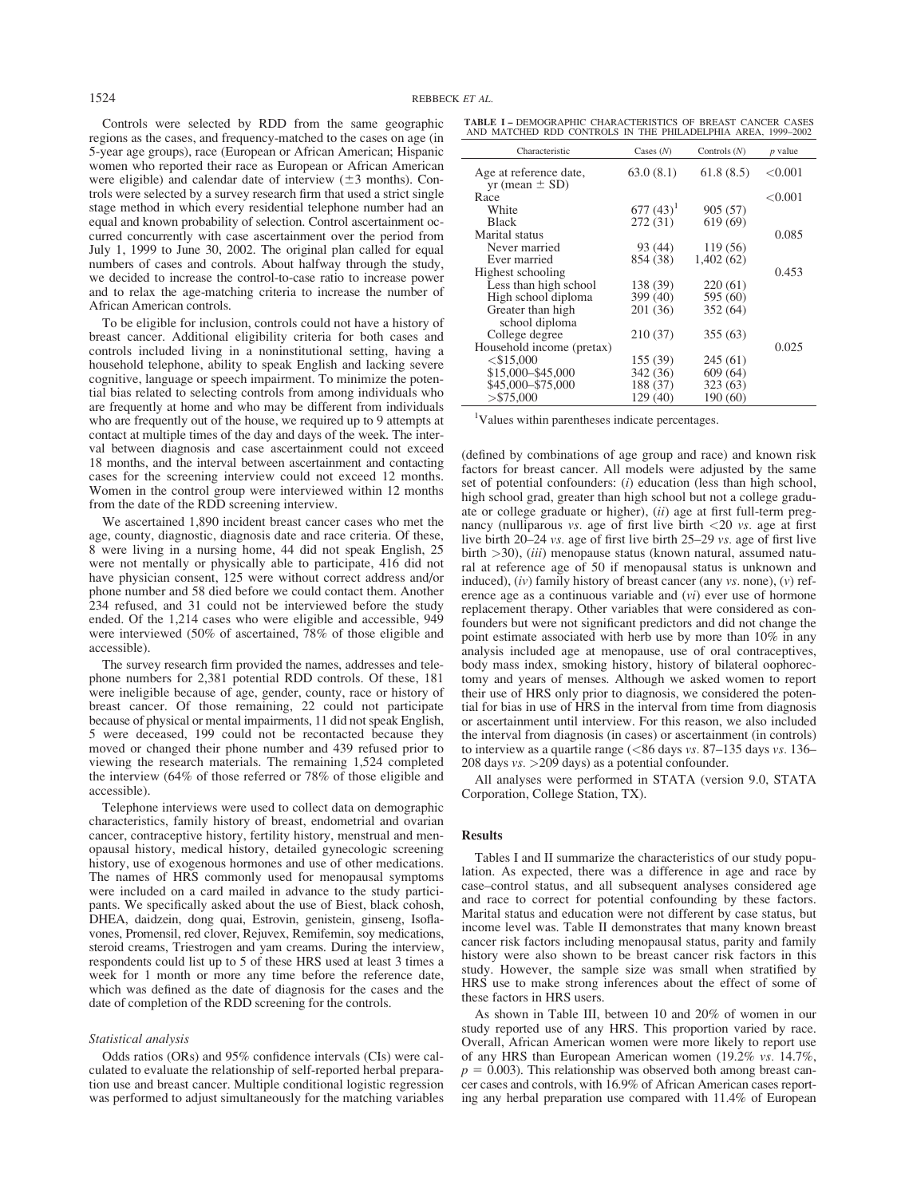Controls were selected by RDD from the same geographic regions as the cases, and frequency-matched to the cases on age (in 5-year age groups), race (European or African American; Hispanic women who reported their race as European or African American were eligible) and calendar date of interview (±3 months). Controls were selected by a survey research firm that used a strict single stage method in which every residential telephone number had an equal and known probability of selection. Control ascertainment occurred concurrently with case ascertainment over the period from July 1, 1999 to June 30, 2002. The original plan called for equal numbers of cases and controls. About halfway through the study, we decided to increase the control-to-case ratio to increase power and to relax the age-matching criteria to increase the number of African American controls.

To be eligible for inclusion, controls could not have a history of breast cancer. Additional eligibility criteria for both cases and controls included living in a noninstitutional setting, having a household telephone, ability to speak English and lacking severe cognitive, language or speech impairment. To minimize the potential bias related to selecting controls from among individuals who are frequently at home and who may be different from individuals who are frequently out of the house, we required up to 9 attempts at contact at multiple times of the day and days of the week. The interval between diagnosis and case ascertainment could not exceed 18 months, and the interval between ascertainment and contacting cases for the screening interview could not exceed 12 months. Women in the control group were interviewed within 12 months from the date of the RDD screening interview.

We ascertained 1,890 incident breast cancer cases who met the age, county, diagnostic, diagnosis date and race criteria. Of these, 8 were living in a nursing home, 44 did not speak English, 25 were not mentally or physically able to participate, 416 did not have physician consent, 125 were without correct address and/or phone number and 58 died before we could contact them. Another 234 refused, and 31 could not be interviewed before the study ended. Of the 1,214 cases who were eligible and accessible, 949 were interviewed (50% of ascertained, 78% of those eligible and accessible).

The survey research firm provided the names, addresses and telephone numbers for 2,381 potential RDD controls. Of these, 181 were ineligible because of age, gender, county, race or history of breast cancer. Of those remaining, 22 could not participate because of physical or mental impairments, 11 did not speak English, 5 were deceased, 199 could not be recontacted because they moved or changed their phone number and 439 refused prior to viewing the research materials. The remaining 1,524 completed the interview (64% of those referred or 78% of those eligible and accessible).

Telephone interviews were used to collect data on demographic characteristics, family history of breast, endometrial and ovarian cancer, contraceptive history, fertility history, menstrual and menopausal history, medical history, detailed gynecologic screening history, use of exogenous hormones and use of other medications. The names of HRS commonly used for menopausal symptoms were included on a card mailed in advance to the study participants. We specifically asked about the use of Biest, black cohosh, DHEA, daidzein, dong quai, Estrovin, genistein, ginseng, Isoflavones, Promensil, red clover, Rejuvex, Remifemin, soy medications, steroid creams, Triestrogen and yam creams. During the interview, respondents could list up to 5 of these HRS used at least 3 times a week for 1 month or more any time before the reference date, which was defined as the date of diagnosis for the cases and the date of completion of the RDD screening for the controls.

### Statistical analysis

Odds ratios (ORs) and 95% confidence intervals (CIs) were calculated to evaluate the relationship of self-reported herbal preparation use and breast cancer. Multiple conditional logistic regression was performed to adjust simultaneously for the matching variables (defined by combinations of age group and race) and known risk factors for breast cancer. All models were adjusted by the same set of potential confounders: (*i*) education (less than high school, high school grad, greater than high school but not a college graduate or college graduate or higher), (*ii*) age at first full-term pregnancy (nulliparous *vs.* age of first live birth <20 *vs.* age at first live birth 20–24 *vs.* age of first live birth 25–29 *vs.* age of first live birth >30), (*iii*) menopause status (known natural, assumed natural at reference age of 50 if menopausal status is unknown and induced), (*iv*) family history of breast cancer (any *vs.* none), (*v*) reference age as a continuous variable and (*vi*) ever use of hormone replacement therapy. Other variables that were considered as confounders but were not significant predictors and did not change the point estimate associated with herb use by more than 10% in any analysis included age at menopause, use of oral contraceptives, body mass index, smoking history, history of bilateral oophorectomy and years of menses. Although we asked women to report their use of HRS only prior to diagnosis, we considered the potential for bias in use of HRS in the interval from time from diagnosis or ascertainment until interview. For this reason, we also included the interval from diagnosis (in cases) or ascertainment (in controls) to interview as a quartile range (<86 days *vs.* 87–135 days *vs.* 136–208 days *vs.* >209 days) as a potential confounder.

All analyses were performed in STATA (version 9.0, STATA Corporation, College Station, TX).

## Results

Tables I and II summarize the characteristics of our study population. As expected, there was a difference in age and race by case–control status, and all subsequent analyses considered age and race to correct for potential confounding by these factors. Marital status and education were not different by case status, but income level was. Table II demonstrates that many known breast cancer risk factors including menopausal status, parity and family history were also shown to be breast cancer risk factors in this study. However, the sample size was small when stratified by HRS use to make strong inferences about the effect of some of these factors in HRS users.

As shown in Table III, between 10 and 20% of women in our study reported use of any HRS. This proportion varied by race. Overall, African American women were more likely to report use of any HRS than European American women (19.2% *vs.* 14.7%, $p = 0.003$). This relationship was observed both among breast cancer cases and controls, with 16.9% of African American cases reporting any herbal preparation use compared with 11.4% of European

TABLE I – DEMOGRAPHIC CHARACTERISTICS OF BREAST CANCER CASES AND MATCHED RDD CONTROLS IN THE PHILADELPHIA AREA, 1999–2002

| Characteristic | Cases (*N*) | Controls (*N*) | *p* value |
|---|---|---|---|
| Age at reference date, yr (mean ± SD) | 63.0 (8.1) | 61.8 (8.5) | <0.001 |
| Race | | | <0.001 |
| White | 677 (43)[1] | 905 (57) | |
| Black | 272 (31) | 619 (69) | |
| Marital status | | | 0.085 |
| Never married | 93 (44) | 119 (56) | |
| Ever married | 854 (38) | 1,402 (62) | |
| Highest schooling | | | 0.453 |
| Less than high school | 138 (39) | 220 (61) | |
| High school diploma | 399 (40) | 595 (60) | |
| Greater than high school diploma | 201 (36) | 352 (64) | |
| College degree | 210 (37) | 355 (63) | |
| Household income (pretax) | | | 0.025 |
| <\$15,000 | 155 (39) | 245 (61) | |
| \$15,000–\$45,000 | 342 (36) | 609 (64) | |
| \$45,000–\$75,000 | 188 (37) | 323 (63) | |
| >\$75,000 | 129 (40) | 190 (60) | |

[1]Values within parentheses indicate percentages.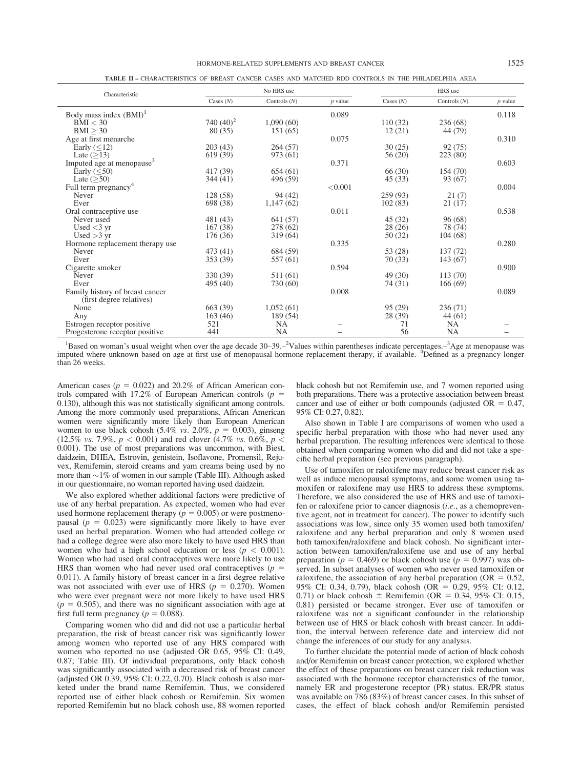**TABLE II** – CHARACTERISTICS OF BREAST CANCER CASES AND MATCHED RDD CONTROLS IN THE PHILADELPHIA AREA

| Characteristic | No HRS use | | | HRS use | | |
|---|---|---|---|---|---|---|
| | Cases (*N*) | Controls (*N*) | *p* value | Cases (*N*) | Controls (*N*) | *p* value |
| Body mass index (BMI)[1] | | | 0.089 | | | 0.118 |
| BMI < 30 | 740 (40)[2] | 1,090 (60) | | 110 (32) | 236 (68) | |
| BMI ≥ 30 | 80 (35) | 151 (65) | | 12 (21) | 44 (79) | |
| Age at first menarche | | | 0.075 | | | 0.310 |
| Early (≤12) | 203 (43) | 264 (57) | | 30 (25) | 92 (75) | |
| Late (≥13) | 619 (39) | 973 (61) | | 56 (20) | 223 (80) | |
| Imputed age at menopause[3] | | | 0.371 | | | 0.603 |
| Early (≤50) | 417 (39) | 654 (61) | | 66 (30) | 154 (70) | |
| Late (≥50) | 344 (41) | 496 (59) | | 45 (33) | 93 (67) | |
| Full term pregnancy[4] | | | <0.001 | | | 0.004 |
| Never | 128 (58) | 94 (42) | | 259 (93) | 21 (7) | |
| Ever | 698 (38) | 1,147 (62) | | 102 (83) | 21 (17) | |
| Oral contraceptive use | | | 0.011 | | | 0.538 |
| Never used | 481 (43) | 641 (57) | | 45 (32) | 96 (68) | |
| Used <3 yr | 167 (38) | 278 (62) | | 28 (26) | 78 (74) | |
| Used >3 yr | 176 (36) | 319 (64) | | 50 (32) | 104 (68) | |
| Hormone replacement therapy use | | | 0.335 | | | 0.280 |
| Never | 473 (41) | 684 (59) | | 53 (28) | 137 (72) | |
| Ever | 353 (39) | 557 (61) | | 70 (33) | 143 (67) | |
| Cigarette smoker | | | 0.594 | | | 0.900 |
| Never | 330 (39) | 511 (61) | | 49 (30) | 113 (70) | |
| Ever | 495 (40) | 730 (60) | | 74 (31) | 166 (69) | |
| Family history of breast cancer (first degree relatives) | | | 0.008 | | | 0.089 |
| None | 663 (39) | 1,052 (61) | | 95 (29) | 236 (71) | |
| Any | 163 (46) | 189 (54) | | 28 (39) | 44 (61) | |
| Estrogen receptor positive | 521 | NA | – | 71 | NA | – |
| Progesterone receptor positive | 441 | NA | – | 56 | NA | – |

[1]Based on woman's usual weight when over the age decade 30–39.–[2]Values within parentheses indicate percentages.–[3]Age at menopause was imputed where unknown based on age at first use of menopausal hormone replacement therapy, if available.–[4]Defined as a pregnancy longer than 26 weeks.

American cases ($p = 0.022$) and 20.2% of African American controls compared with 17.2% of European American controls ($p = 0.130$), although this was not statistically significant among controls. Among the more commonly used preparations, African American women were significantly more likely than European American women to use black cohosh (5.4% *vs.* 2.0%, $p = 0.003$), ginseng (12.5% *vs.* 7.9%, $p < 0.001$) and red clover (4.7% *vs.* 0.6%, $p < 0.001$). The use of most preparations was uncommon, with Biest, daidzein, DHEA, Estrovin, genistein, Isoflavone, Promensil, Rejuvex, Remifemin, steroid creams and yam creams being used by no more than ~1% of women in our sample (Table III). Although asked in our questionnaire, no woman reported having used daidzein.

We also explored whether additional factors were predictive of use of any herbal preparation. As expected, women who had ever used hormone replacement therapy ($p = 0.005$) or were postmenopausal ($p = 0.023$) were significantly more likely to have ever used an herbal preparation. Women who had attended college or had a college degree were also more likely to have used HRS than women who had a high school education or less ($p < 0.001$). Women who had used oral contraceptives were more likely to use HRS than women who had never used oral contraceptives ($p = 0.011$). A family history of breast cancer in a first degree relative was not associated with ever use of HRS ($p = 0.270$). Women who were ever pregnant were not more likely to have used HRS ($p = 0.505$), and there was no significant association with age at first full term pregnancy ($p = 0.088$).

Comparing women who did and did not use a particular herbal preparation, the risk of breast cancer risk was significantly lower among women who reported use of any HRS compared with women who reported no use (adjusted OR 0.65, 95% CI: 0.49, 0.87; Table III). Of individual preparations, only black cohosh was significantly associated with a decreased risk of breast cancer (adjusted OR 0.39, 95% CI: 0.22, 0.70). Black cohosh is also marketed under the brand name Remifemin. Thus, we considered reported use of either black cohosh or Remifemin. Six women reported Remifemin but no black cohosh use, 88 women reported black cohosh but not Remifemin use, and 7 women reported using both preparations. There was a protective association between breast cancer and use of either or both compounds (adjusted OR = 0.47, 95% CI: 0.27, 0.82).

Also shown in Table I are comparisons of women who used a specific herbal preparation with those who had never used any herbal preparation. The resulting inferences were identical to those obtained when comparing women who did and did not take a specific herbal preparation (see previous paragraph).

Use of tamoxifen or raloxifene may reduce breast cancer risk as well as induce menopausal symptoms, and some women using tamoxifen or raloxifene may use HRS to address these symptoms. Therefore, we also considered the use of HRS and use of tamoxifen or raloxifene prior to cancer diagnosis (*i.e.*, as a chemopreventive agent, not in treatment for cancer). The power to identify such associations was low, since only 35 women used both tamoxifen/raloxifene and any herbal preparation and only 8 women used both tamoxifen/raloxifene and black cohosh. No significant interaction between tamoxifen/raloxifene use and use of any herbal preparation ($p = 0.469$) or black cohosh use ($p = 0.997$) was observed. In subset analyses of women who never used tamoxifen or raloxifene, the association of any herbal preparation (OR = 0.52, 95% CI: 0.34, 0.79), black cohosh (OR = 0.29, 95% CI: 0.12, 0.71) or black cohosh ± Remifemin (OR = 0.34, 95% CI: 0.15, 0.81) persisted or became stronger. Ever use of tamoxifen or raloxifene was not a significant confounder in the relationship between use of HRS or black cohosh with breast cancer. In addition, the interval between reference date and interview did not change the inferences of our study for any analysis.

To further elucidate the potential mode of action of black cohosh and/or Remifemin on breast cancer protection, we explored whether the effect of these preparations on breast cancer risk reduction was associated with the hormone receptor characteristics of the tumor, namely ER and progesterone receptor (PR) status. ER/PR status was available on 786 (83%) of breast cancer cases. In this subset of cases, the effect of black cohosh and/or Remifemin persisted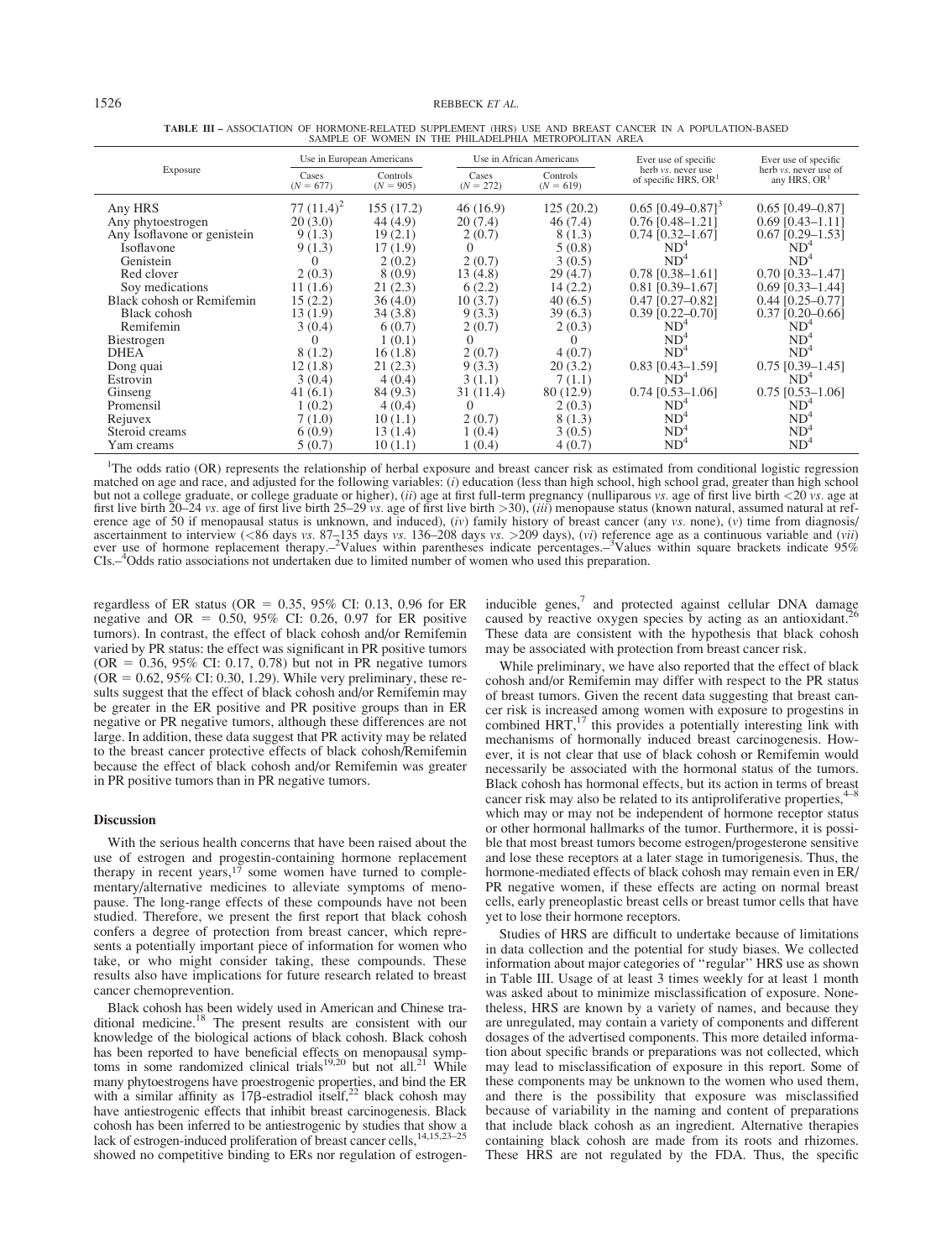**TABLE III – ASSOCIATION OF HORMONE-RELATED SUPPLEMENT (HRS) USE AND BREAST CANCER IN A POPULATION-BASED SAMPLE OF WOMEN IN THE PHILADELPHIA METROPOLITAN AREA**

| Exposure | Use in European Americans | | Use in African Americans | | Ever use of specific herb *vs.* never use of specific HRS, OR[1] | Ever use of specific herb *vs.* never use of any HRS, OR[1] |
|---|---|---|---|---|---|---|
| | Cases (*N* = 677) | Controls (*N* = 905) | Cases (*N* = 272) | Controls (*N* = 619) | | |
| Any HRS | 77 (11.4)[2] | 155 (17.2) | 46 (16.9) | 125 (20.2) | 0.65 [0.49–0.87][3] | 0.65 [0.49–0.87] |
| Any phytoestrogen | 20 (3.0) | 44 (4.9) | 20 (7.4) | 46 (7.4) | 0.76 [0.48–1.21] | 0.69 [0.43–1.11] |
| Any Isoflavone or genistein | 9 (1.3) | 19 (2.1) | 2 (0.7) | 8 (1.3) | 0.74 [0.32–1.67] | 0.67 [0.29–1.53] |
| Isoflavone | 9 (1.3) | 17 (1.9) | 0 | 5 (0.8) | ND[4] | ND[4] |
| Genistein | 0 | 2 (0.2) | 2 (0.7) | 3 (0.5) | ND[4] | ND[4] |
| Red clover | 2 (0.3) | 8 (0.9) | 13 (4.8) | 29 (4.7) | 0.78 [0.38–1.61] | 0.70 [0.33–1.47] |
| Soy medications | 11 (1.6) | 21 (2.3) | 6 (2.2) | 14 (2.2) | 0.81 [0.39–1.67] | 0.69 [0.33–1.44] |
| Black cohosh or Remifemin | 15 (2.2) | 36 (4.0) | 10 (3.7) | 40 (6.5) | 0.47 [0.27–0.82] | 0.44 [0.25–0.77] |
| Black cohosh | 13 (1.9) | 34 (3.8) | 9 (3.3) | 39 (6.3) | 0.39 [0.22–0.70] | 0.37 [0.20–0.66] |
| Remifemin | 3 (0.4) | 6 (0.7) | 2 (0.7) | 2 (0.3) | ND[4] | ND[4] |
| Biestrogen | 0 | 1 (0.1) | 0 | 0 | ND[4] | ND[4] |
| DHEA | 8 (1.2) | 16 (1.8) | 2 (0.7) | 4 (0.7) | ND[4] | ND[4] |
| Dong quai | 12 (1.8) | 21 (2.3) | 9 (3.3) | 20 (3.2) | 0.83 [0.43–1.59] | 0.75 [0.39–1.45] |
| Estrovin | 3 (0.4) | 4 (0.4) | 3 (1.1) | 7 (1.1) | ND[4] | ND[4] |
| Ginseng | 41 (6.1) | 84 (9.3) | 31 (11.4) | 80 (12.9) | 0.74 [0.53–1.06] | 0.75 [0.53–1.06] |
| Promensil | 1 (0.2) | 4 (0.4) | 0 | 2 (0.3) | ND[4] | ND[4] |
| Rejuvex | 7 (1.0) | 10 (1.1) | 2 (0.7) | 8 (1.3) | ND[4] | ND[4] |
| Steroid creams | 6 (0.9) | 13 (1.4) | 1 (0.4) | 3 (0.5) | ND[4] | ND[4] |
| Yam creams | 5 (0.7) | 10 (1.1) | 1 (0.4) | 4 (0.7) | ND[4] | ND[4] |

[1]The odds ratio (OR) represents the relationship of herbal exposure and breast cancer risk as estimated from conditional logistic regression matched on age and race, and adjusted for the following variables: (*i*) education (less than high school, high school grad, greater than high school but not a college graduate, or college graduate or higher), (*ii*) age at first full-term pregnancy (nulliparous *vs.* age of first live birth <20 *vs.* age at first live birth 20–24 *vs.* age of first live birth 25–29 *vs.* age of first live birth >30), (*iii*) menopause status (known natural, assumed natural at reference age of 50 if menopausal status is unknown, and induced), (*iv*) family history of breast cancer (any *vs.* none), (*v*) time from diagnosis/ascertainment to interview (<86 days *vs.* 87–135 days *vs.* 136–208 days *vs.* >209 days), (*vi*) reference age as a continuous variable and (*vii*) ever use of hormone replacement therapy.–[2]Values within parentheses indicate percentages.–[3]Values within square brackets indicate 95% CIs.–[4]Odds ratio associations not undertaken due to limited number of women who used this preparation.

regardless of ER status (OR = 0.35, 95% CI: 0.13, 0.96 for ER negative and OR = 0.50, 95% CI: 0.26, 0.97 for ER positive tumors). In contrast, the effect of black cohosh and/or Remifemin varied by PR status: the effect was significant in PR positive tumors (OR = 0.36, 95% CI: 0.17, 0.78) but not in PR negative tumors (OR = 0.62, 95% CI: 0.30, 1.29). While very preliminary, these results suggest that the effect of black cohosh and/or Remifemin may be greater in the ER positive and PR positive groups than in ER negative or PR negative tumors, although these differences are not large. In addition, these data suggest that PR activity may be related to the breast cancer protective effects of black cohosh/Remifemin because the effect of black cohosh and/or Remifemin was greater in PR positive tumors than in PR negative tumors.

## Discussion

With the serious health concerns that have been raised about the use of estrogen and progestin-containing hormone replacement therapy in recent years,[17] some women have turned to complementary/alternative medicines to alleviate symptoms of menopause. The long-range effects of these compounds have not been studied. Therefore, we present the first report that black cohosh confers a degree of protection from breast cancer, which represents a potentially important piece of information for women who take, or who might consider taking, these compounds. These results also have implications for future research related to breast cancer chemoprevention.

Black cohosh has been widely used in American and Chinese traditional medicine.[18] The present results are consistent with our knowledge of the biological actions of black cohosh. Black cohosh has been reported to have beneficial effects on menopausal symptoms in some randomized clinical trials[19,20] but not all.[21] While many phytoestrogens have proestrogenic properties, and bind the ER with a similar affinity as 17β-estradiol itself,[22] black cohosh may have antiestrogenic effects that inhibit breast carcinogenesis. Black cohosh has been inferred to be antiestrogenic by studies that show a lack of estrogen-induced proliferation of breast cancer cells,[14,15,23–25] showed no competitive binding to ERs nor regulation of estrogen-inducible genes,[7] and protected against cellular DNA damage caused by reactive oxygen species by acting as an antioxidant.[26] These data are consistent with the hypothesis that black cohosh may be associated with protection from breast cancer risk.

While preliminary, we have also reported that the effect of black cohosh and/or Remifemin may differ with respect to the PR status of breast tumors. Given the recent data suggesting that breast cancer risk is increased among women with exposure to progestins in combined HRT,[17] this provides a potentially interesting link with mechanisms of hormonally induced breast carcinogenesis. However, it is not clear that use of black cohosh or Remifemin would necessarily be associated with the hormonal status of the tumors. Black cohosh has hormonal effects, but its action in terms of breast cancer risk may also be related to its antiproliferative properties,[4–8] which may or may not be independent of hormone receptor status or other hormonal hallmarks of the tumor. Furthermore, it is possible that most breast tumors become estrogen/progesterone sensitive and lose these receptors at a later stage in tumorigenesis. Thus, the hormone-mediated effects of black cohosh may remain even in ER/PR negative women, if these effects are acting on normal breast cells, early preneoplastic breast cells or breast tumor cells that have yet to lose their hormone receptors.

Studies of HRS are difficult to undertake because of limitations in data collection and the potential for study biases. We collected information about major categories of "regular" HRS use as shown in Table III. Usage of at least 3 times weekly for at least 1 month was asked about to minimize misclassification of exposure. Nonetheless, HRS are known by a variety of names, and because they are unregulated, may contain a variety of components and different dosages of the advertised components. This more detailed information about specific brands or preparations was not collected, which may lead to misclassification of exposure in this report. Some of these components may be unknown to the women who used them, and there is the possibility that exposure was misclassified because of variability in the naming and content of preparations that include black cohosh as an ingredient. Alternative therapies containing black cohosh are made from its roots and rhizomes. These HRS are not regulated by the FDA. Thus, the specific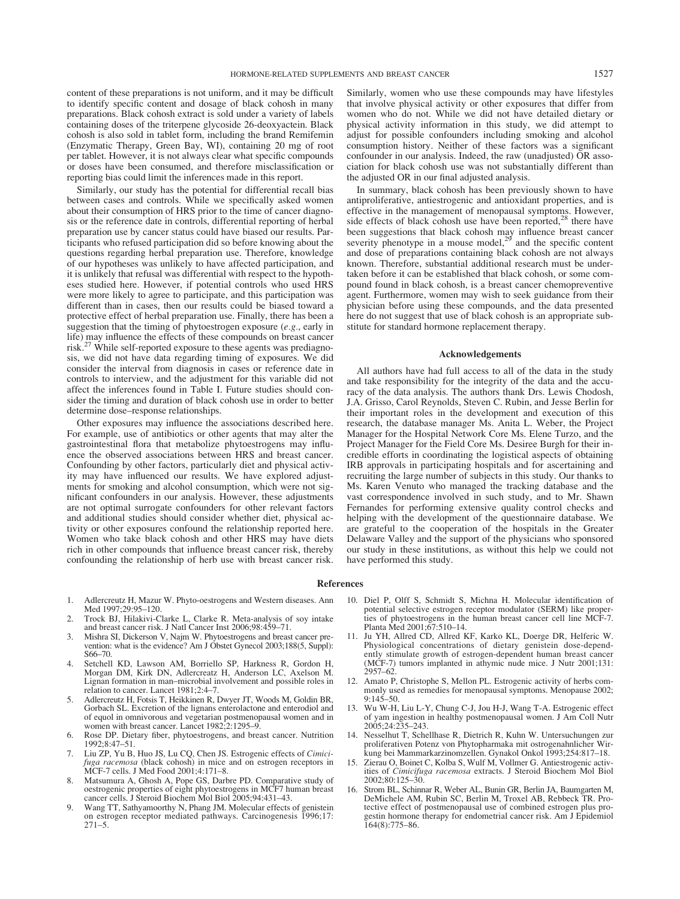content of these preparations is not uniform, and it may be difficult to identify specific content and dosage of black cohosh in many preparations. Black cohosh extract is sold under a variety of labels containing doses of the triterpene glycoside 26-deoxyactein. Black cohosh is also sold in tablet form, including the brand Remifemin (Enzymatic Therapy, Green Bay, WI), containing 20 mg of root per tablet. However, it is not always clear what specific compounds or doses have been consumed, and therefore misclassification or reporting bias could limit the inferences made in this report.

Similarly, our study has the potential for differential recall bias between cases and controls. While we specifically asked women about their consumption of HRS prior to the time of cancer diagnosis or the reference date in controls, differential reporting of herbal preparation use by cancer status could have biased our results. Participants who refused participation did so before knowing about the questions regarding herbal preparation use. Therefore, knowledge of our hypotheses was unlikely to have affected participation, and it is unlikely that refusal was differential with respect to the hypotheses studied here. However, if potential controls who used HRS were more likely to agree to participate, and this participation was different than in cases, then our results could be biased toward a protective effect of herbal preparation use. Finally, there has been a suggestion that the timing of phytoestrogen exposure (*e.g*., early in life) may influence the effects of these compounds on breast cancer risk.[27] While self-reported exposure to these agents was prediagnosis, we did not have data regarding timing of exposures. We did consider the interval from diagnosis in cases or reference date in controls to interview, and the adjustment for this variable did not affect the inferences found in Table I. Future studies should consider the timing and duration of black cohosh use in order to better determine dose–response relationships.

Other exposures may influence the associations described here. For example, use of antibiotics or other agents that may alter the gastrointestinal flora that metabolize phytoestrogens may influence the observed associations between HRS and breast cancer. Confounding by other factors, particularly diet and physical activity may have influenced our results. We have explored adjustments for smoking and alcohol consumption, which were not significant confounders in our analysis. However, these adjustments are not optimal surrogate confounders for other relevant factors and additional studies should consider whether diet, physical activity or other exposures confound the relationship reported here. Women who take black cohosh and other HRS may have diets rich in other compounds that influence breast cancer risk, thereby confounding the relationship of herb use with breast cancer risk. Similarly, women who use these compounds may have lifestyles that involve physical activity or other exposures that differ from women who do not. While we did not have detailed dietary or physical activity information in this study, we did attempt to adjust for possible confounders including smoking and alcohol consumption history. Neither of these factors was a significant confounder in our analysis. Indeed, the raw (unadjusted) OR association for black cohosh use was not substantially different than the adjusted OR in our final adjusted analysis.

In summary, black cohosh has been previously shown to have antiproliferative, antiestrogenic and antioxidant properties, and is effective in the management of menopausal symptoms. However, side effects of black cohosh use have been reported,[28] there have been suggestions that black cohosh may influence breast cancer severity phenotype in a mouse model,[29] and the specific content and dose of preparations containing black cohosh are not always known. Therefore, substantial additional research must be undertaken before it can be established that black cohosh, or some compound found in black cohosh, is a breast cancer chemopreventive agent. Furthermore, women may wish to seek guidance from their physician before using these compounds, and the data presented here do not suggest that use of black cohosh is an appropriate substitute for standard hormone replacement therapy.

## Acknowledgements

All authors have had full access to all of the data in the study and take responsibility for the integrity of the data and the accuracy of the data analysis. The authors thank Drs. Lewis Chodosh, J.A. Grisso, Carol Reynolds, Steven C. Rubin, and Jesse Berlin for their important roles in the development and execution of this research, the database manager Ms. Anita L. Weber, the Project Manager for the Hospital Network Core Ms. Elene Turzo, and the Project Manager for the Field Core Ms. Desiree Burgh for their incredible efforts in coordinating the logistical aspects of obtaining IRB approvals in participating hospitals and for ascertaining and recruiting the large number of subjects in this study. Our thanks to Ms. Karen Venuto who managed the tracking database and the vast correspondence involved in such study, and to Mr. Shawn Fernandes for performing extensive quality control checks and helping with the development of the questionnaire database. We are grateful to the cooperation of the hospitals in the Greater Delaware Valley and the support of the physicians who sponsored our study in these institutions, as without this help we could not have performed this study.

## References

1. Adlercreutz H, Mazur W. Phyto-oestrogens and Western diseases. Ann Med 1997;29:95–120.
2. Trock BJ, Hilakivi-Clarke L, Clarke R. Meta-analysis of soy intake and breast cancer risk. J Natl Cancer Inst 2006;98:459–71.
3. Mishra SI, Dickerson V, Najm W. Phytoestrogens and breast cancer prevention: what is the evidence? Am J Obstet Gynecol 2003;188(5, Suppl): S66–70.
4. Setchell KD, Lawson AM, Borriello SP, Harkness R, Gordon H, Morgan DM, Kirk DN, Adlercreatz H, Anderson LC, Axelson M. Lignan formation in man–microbial involvement and possible roles in relation to cancer. Lancet 1981;2:4–7.
5. Adlercreutz H, Fotsis T, Heikkinen R, Dwyer JT, Woods M, Goldin BR, Gorbach SL. Excretion of the lignans enterolactone and enterodiol and of equol in omnivorous and vegetarian postmenopausal women and in women with breast cancer. Lancet 1982;2:1295–9.
6. Rose DP. Dietary fiber, phytoestrogens, and breast cancer. Nutrition 1992;8:47–51.
7. Liu ZP, Yu B, Huo JS, Lu CQ, Chen JS. Estrogenic effects of *Cimicifuga racemosa* (black cohosh) in mice and on estrogen receptors in MCF-7 cells. J Med Food 2001;4:171–8.
8. Matsumura A, Ghosh A, Pope GS, Darbre PD. Comparative study of oestrogenic properties of eight phytoestrogens in MCF7 human breast cancer cells. J Steroid Biochem Mol Biol 2005;94:431–43.
9. Wang TT, Sathyamoorthy N, Phang JM. Molecular effects of genistein on estrogen receptor mediated pathways. Carcinogenesis 1996;17: 271–5.
10. Diel P, Olff S, Schmidt S, Michna H. Molecular identification of potential selective estrogen receptor modulator (SERM) like properties of phytoestrogens in the human breast cancer cell line MCF-7. Planta Med 2001;67:510–14.
11. Ju YH, Allred CD, Allred KF, Karko KL, Doerge DR, Helferic W. Physiological concentrations of dietary genistein dose-dependently stimulate growth of estrogen-dependent human breast cancer (MCF-7) tumors implanted in athymic nude mice. J Nutr 2001;131: 2957–62.
12. Amato P, Christophe S, Mellon PL. Estrogenic activity of herbs commonly used as remedies for menopausal symptoms. Menopause 2002; 9:145–50.
13. Wu W-H, Liu L-Y, Chung C-J, Jou H-J, Wang T-A. Estrogenic effect of yam ingestion in healthy postmenopausal women. J Am Coll Nutr 2005;24:235–243.
14. Nesselhut T, Schellhase R, Dietrich R, Kuhn W. Untersuchungen zur proliferativen Potenz von Phytopharmaka mit ostrogenahnlicher Wirkung bei Mammarkarzinomzellen. Gynakol Onkol 1993;254:817–18.
15. Zierau O, Boinet C, Kolba S, Wulf M, Vollmer G. Antiestrogenic activities of *Cimicifuga racemosa* extracts. J Steroid Biochem Mol Biol 2002;80:125–30.
16. Strom BL, Schinnar R, Weber AL, Bunin GR, Berlin JA, Baumgarten M, DeMichele AM, Rubin SC, Berlin M, Troxel AB, Rebbeck TR. Protective effect of postmenopausal use of combined estrogen plus progestin hormone therapy for endometrial cancer risk. Am J Epidemiol 164(8):775–86.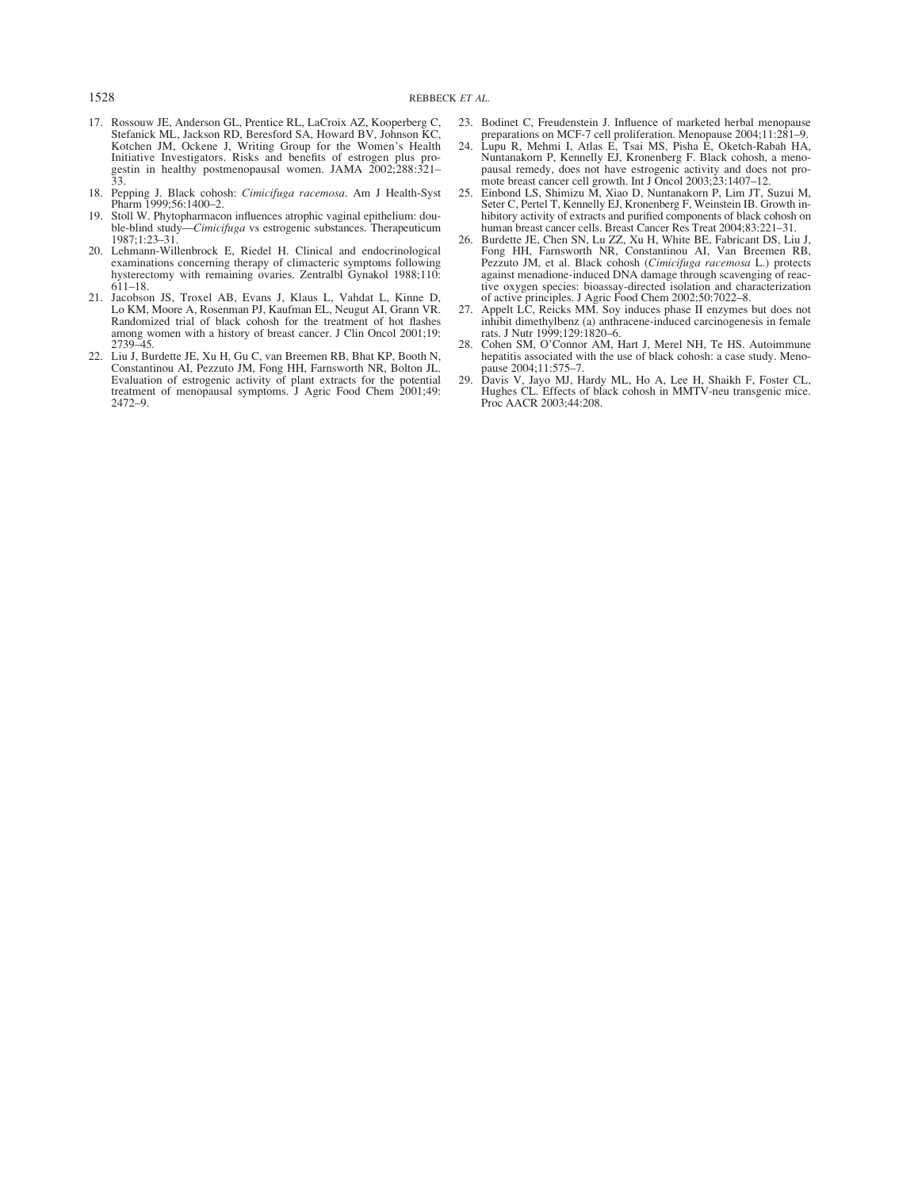17. Rossouw JE, Anderson GL, Prentice RL, LaCroix AZ, Kooperberg C, Stefanick ML, Jackson RD, Beresford SA, Howard BV, Johnson KC, Kotchen JM, Ockene J, Writing Group for the Women's Health Initiative Investigators. Risks and benefits of estrogen plus progestin in healthy postmenopausal women. JAMA 2002;288:321–33.
18. Pepping J. Black cohosh: *Cimicifuga racemosa*. Am J Health-Syst Pharm 1999;56:1400–2.
19. Stoll W. Phytopharmacon influences atrophic vaginal epithelium: double-blind study—*Cimicifuga* vs estrogenic substances. Therapeuticum 1987;1:23–31.
20. Lehmann-Willenbrock E, Riedel H. Clinical and endocrinological examinations concerning therapy of climacteric symptoms following hysterectomy with remaining ovaries. Zentralbl Gynakol 1988;110: 611–18.
21. Jacobson JS, Troxel AB, Evans J, Klaus L, Vahdat L, Kinne D, Lo KM, Moore A, Rosenman PJ, Kaufman EL, Neugut AI, Grann VR. Randomized trial of black cohosh for the treatment of hot flashes among women with a history of breast cancer. J Clin Oncol 2001;19: 2739–45.
22. Liu J, Burdette JE, Xu H, Gu C, van Breemen RB, Bhat KP, Booth N, Constantinou AI, Pezzuto JM, Fong HH, Farnsworth NR, Bolton JL. Evaluation of estrogenic activity of plant extracts for the potential treatment of menopausal symptoms. J Agric Food Chem 2001;49: 2472–9.
23. Bodinet C, Freudenstein J. Influence of marketed herbal menopause preparations on MCF-7 cell proliferation. Menopause 2004;11:281–9.
24. Lupu R, Mehmi I, Atlas E, Tsai MS, Pisha E, Oketch-Rabah HA, Nuntanakorn P, Kennelly EJ, Kronenberg F. Black cohosh, a menopausal remedy, does not have estrogenic activity and does not promote breast cancer cell growth. Int J Oncol 2003;23:1407–12.
25. Einbond LS, Shimizu M, Xiao D, Nuntanakorn P, Lim JT, Suzui M, Seter C, Pertel T, Kennelly EJ, Kronenberg F, Weinstein IB. Growth inhibitory activity of extracts and purified components of black cohosh on human breast cancer cells. Breast Cancer Res Treat 2004;83:221–31.
26. Burdette JE, Chen SN, Lu ZZ, Xu H, White BE, Fabricant DS, Liu J, Fong HH, Farnsworth NR, Constantinou AI, Van Breemen RB, Pezzuto JM, et al. Black cohosh (*Cimicifuga racemosa* L.) protects against menadione-induced DNA damage through scavenging of reactive oxygen species: bioassay-directed isolation and characterization of active principles. J Agric Food Chem 2002;50:7022–8.
27. Appelt LC, Reicks MM. Soy induces phase II enzymes but does not inhibit dimethylbenz (a) anthracene-induced carcinogenesis in female rats. J Nutr 1999;129:1820–6.
28. Cohen SM, O'Connor AM, Hart J, Merel NH, Te HS. Autoimmune hepatitis associated with the use of black cohosh: a case study. Menopause 2004;11:575–7.
29. Davis V, Jayo MJ, Hardy ML, Ho A, Lee H, Shaikh F, Foster CL, Hughes CL. Effects of black cohosh in MMTV-neu transgenic mice. Proc AACR 2003;44:208.